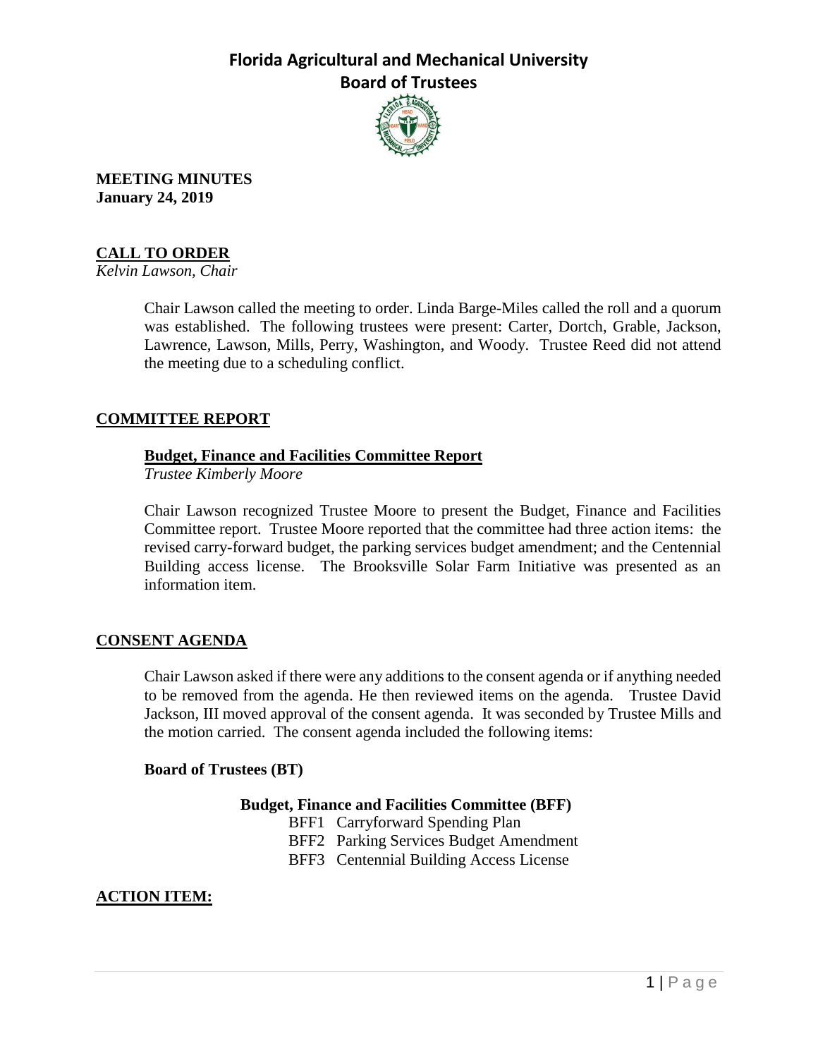# Florida Agricultural and Mechanical University
## Board of Trustees

**MEETING MINUTES**
**January 24, 2019**

## CALL TO ORDER

*Kelvin Lawson, Chair*

Chair Lawson called the meeting to order. Linda Barge-Miles called the roll and a quorum was established. The following trustees were present: Carter, Dortch, Grable, Jackson, Lawrence, Lawson, Mills, Perry, Washington, and Woody. Trustee Reed did not attend the meeting due to a scheduling conflict.

## COMMITTEE REPORT

### Budget, Finance and Facilities Committee Report

*Trustee Kimberly Moore*

Chair Lawson recognized Trustee Moore to present the Budget, Finance and Facilities Committee report. Trustee Moore reported that the committee had three action items: the revised carry-forward budget, the parking services budget amendment; and the Centennial Building access license. The Brooksville Solar Farm Initiative was presented as an information item.

## CONSENT AGENDA

Chair Lawson asked if there were any additions to the consent agenda or if anything needed to be removed from the agenda. He then reviewed items on the agenda. Trustee David Jackson, III moved approval of the consent agenda. It was seconded by Trustee Mills and the motion carried. The consent agenda included the following items:

**Board of Trustees (BT)**

**Budget, Finance and Facilities Committee (BFF)**

- BFF1 Carryforward Spending Plan
- BFF2 Parking Services Budget Amendment
- BFF3 Centennial Building Access License

## ACTION ITEM: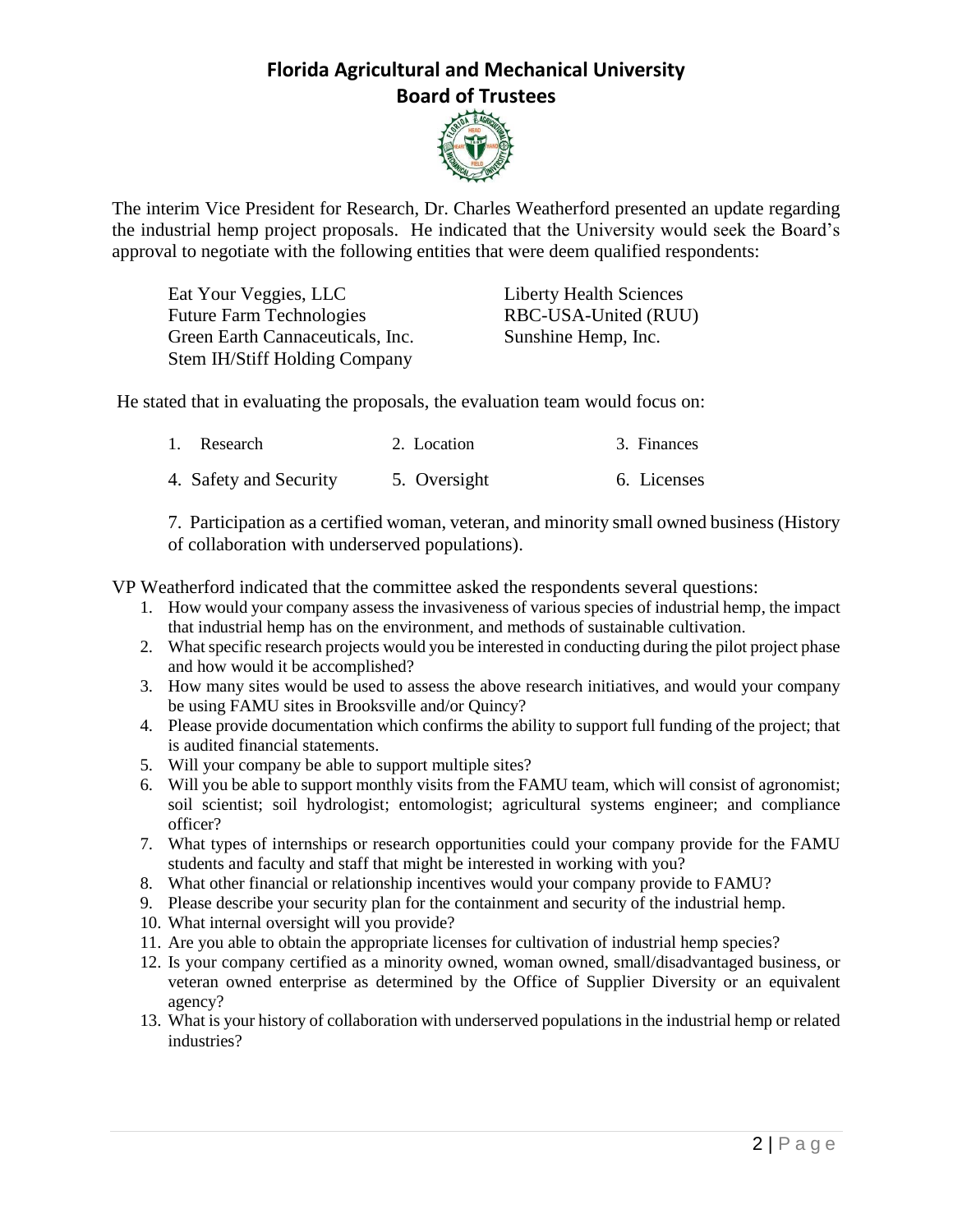# Florida Agricultural and Mechanical University
## Board of Trustees

The interim Vice President for Research, Dr. Charles Weatherford presented an update regarding the industrial hemp project proposals. He indicated that the University would seek the Board's approval to negotiate with the following entities that were deem qualified respondents:

- Eat Your Veggies, LLC
- Future Farm Technologies
- Green Earth Cannaceuticals, Inc.
- Stem IH/Stiff Holding Company
- Liberty Health Sciences
- RBC-USA-United (RUU)
- Sunshine Hemp, Inc.

He stated that in evaluating the proposals, the evaluation team would focus on:

1. Research
2. Location
3. Finances
4. Safety and Security
5. Oversight
6. Licenses
7. Participation as a certified woman, veteran, and minority small owned business (History of collaboration with underserved populations).

VP Weatherford indicated that the committee asked the respondents several questions:

1. How would your company assess the invasiveness of various species of industrial hemp, the impact that industrial hemp has on the environment, and methods of sustainable cultivation.
2. What specific research projects would you be interested in conducting during the pilot project phase and how would it be accomplished?
3. How many sites would be used to assess the above research initiatives, and would your company be using FAMU sites in Brooksville and/or Quincy?
4. Please provide documentation which confirms the ability to support full funding of the project; that is audited financial statements.
5. Will your company be able to support multiple sites?
6. Will you be able to support monthly visits from the FAMU team, which will consist of agronomist; soil scientist; soil hydrologist; entomologist; agricultural systems engineer; and compliance officer?
7. What types of internships or research opportunities could your company provide for the FAMU students and faculty and staff that might be interested in working with you?
8. What other financial or relationship incentives would your company provide to FAMU?
9. Please describe your security plan for the containment and security of the industrial hemp.
10. What internal oversight will you provide?
11. Are you able to obtain the appropriate licenses for cultivation of industrial hemp species?
12. Is your company certified as a minority owned, woman owned, small/disadvantaged business, or veteran owned enterprise as determined by the Office of Supplier Diversity or an equivalent agency?
13. What is your history of collaboration with underserved populations in the industrial hemp or related industries?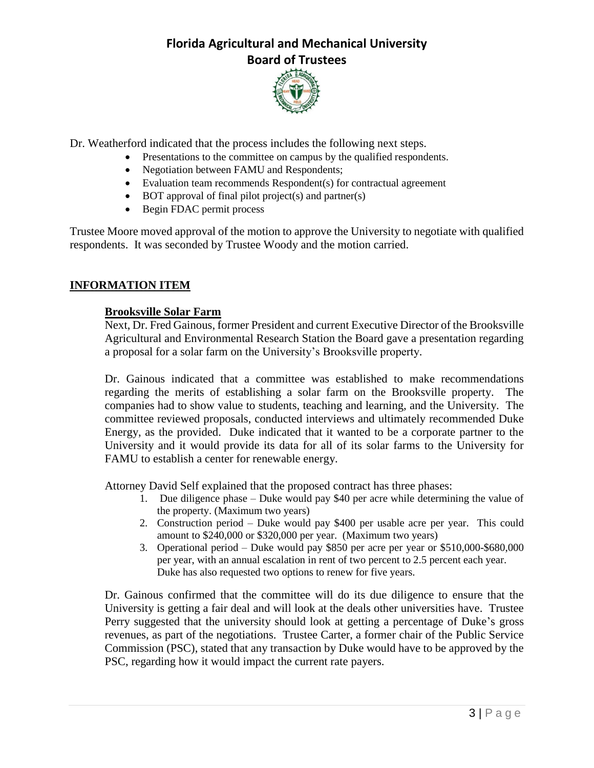Dr. Weatherford indicated that the process includes the following next steps.

- Presentations to the committee on campus by the qualified respondents.
- Negotiation between FAMU and Respondents;
- Evaluation team recommends Respondent(s) for contractual agreement
- BOT approval of final pilot project(s) and partner(s)
- Begin FDAC permit process

Trustee Moore moved approval of the motion to approve the University to negotiate with qualified respondents. It was seconded by Trustee Woody and the motion carried.

## INFORMATION ITEM

### Brooksville Solar Farm

Next, Dr. Fred Gainous, former President and current Executive Director of the Brooksville Agricultural and Environmental Research Station the Board gave a presentation regarding a proposal for a solar farm on the University's Brooksville property.

Dr. Gainous indicated that a committee was established to make recommendations regarding the merits of establishing a solar farm on the Brooksville property. The companies had to show value to students, teaching and learning, and the University. The committee reviewed proposals, conducted interviews and ultimately recommended Duke Energy, as the provided. Duke indicated that it wanted to be a corporate partner to the University and it would provide its data for all of its solar farms to the University for FAMU to establish a center for renewable energy.

Attorney David Self explained that the proposed contract has three phases:

1. Due diligence phase – Duke would pay $40 per acre while determining the value of the property. (Maximum two years)
2. Construction period – Duke would pay $400 per usable acre per year. This could amount to $240,000 or $320,000 per year. (Maximum two years)
3. Operational period – Duke would pay $850 per acre per year or $510,000-$680,000 per year, with an annual escalation in rent of two percent to 2.5 percent each year. Duke has also requested two options to renew for five years.

Dr. Gainous confirmed that the committee will do its due diligence to ensure that the University is getting a fair deal and will look at the deals other universities have. Trustee Perry suggested that the university should look at getting a percentage of Duke's gross revenues, as part of the negotiations. Trustee Carter, a former chair of the Public Service Commission (PSC), stated that any transaction by Duke would have to be approved by the PSC, regarding how it would impact the current rate payers.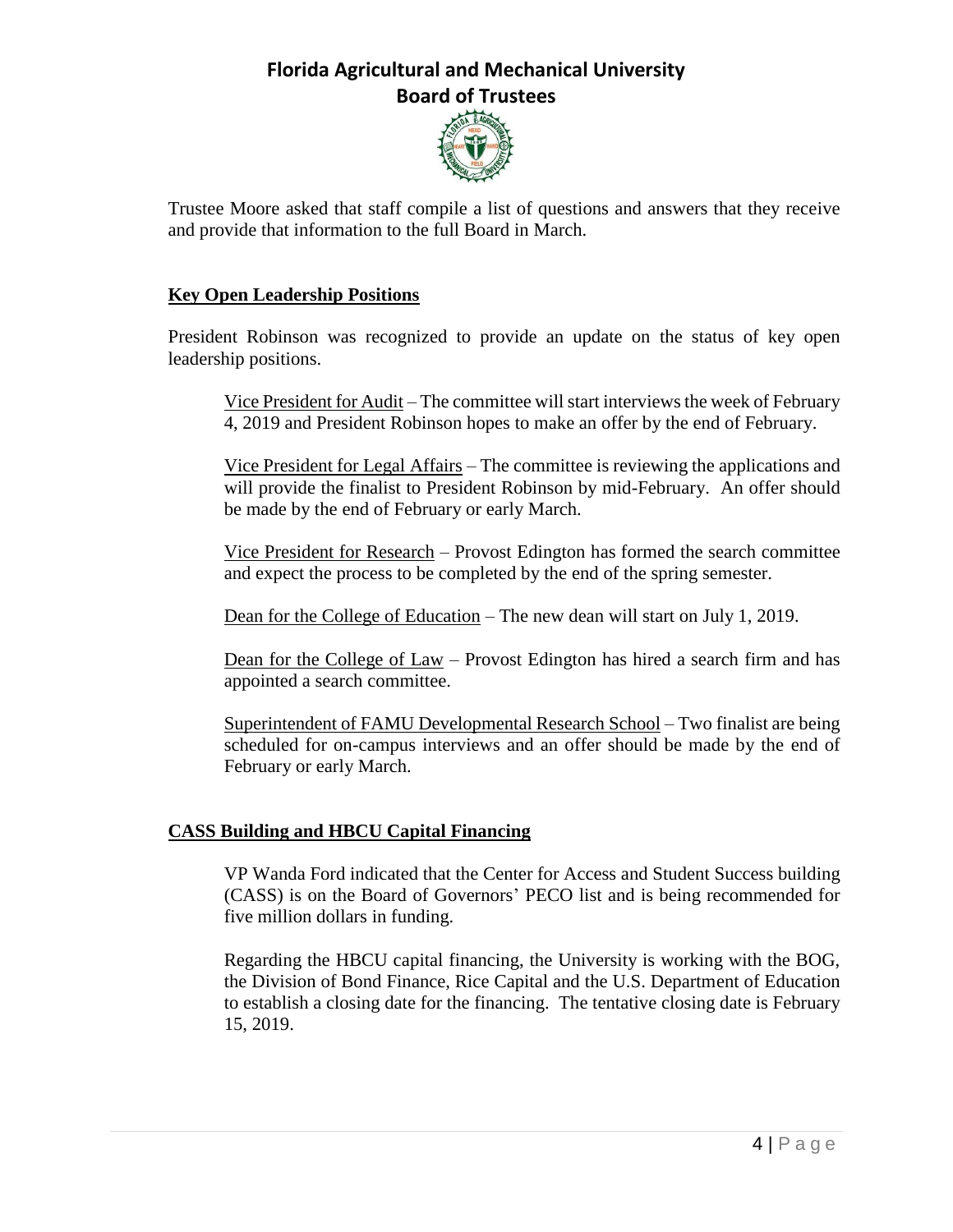Trustee Moore asked that staff compile a list of questions and answers that they receive and provide that information to the full Board in March.

**Key Open Leadership Positions**

President Robinson was recognized to provide an update on the status of key open leadership positions.

Vice President for Audit – The committee will start interviews the week of February 4, 2019 and President Robinson hopes to make an offer by the end of February.

Vice President for Legal Affairs – The committee is reviewing the applications and will provide the finalist to President Robinson by mid-February. An offer should be made by the end of February or early March.

Vice President for Research – Provost Edington has formed the search committee and expect the process to be completed by the end of the spring semester.

Dean for the College of Education – The new dean will start on July 1, 2019.

Dean for the College of Law – Provost Edington has hired a search firm and has appointed a search committee.

Superintendent of FAMU Developmental Research School – Two finalist are being scheduled for on-campus interviews and an offer should be made by the end of February or early March.

**CASS Building and HBCU Capital Financing**

VP Wanda Ford indicated that the Center for Access and Student Success building (CASS) is on the Board of Governors' PECO list and is being recommended for five million dollars in funding.

Regarding the HBCU capital financing, the University is working with the BOG, the Division of Bond Finance, Rice Capital and the U.S. Department of Education to establish a closing date for the financing. The tentative closing date is February 15, 2019.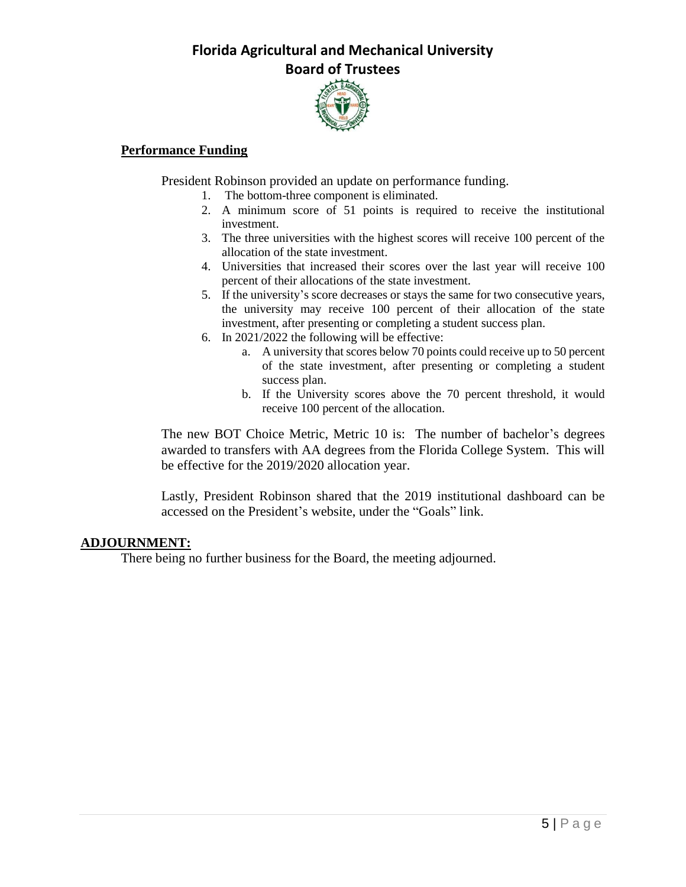**Performance Funding**

President Robinson provided an update on performance funding.

1. The bottom-three component is eliminated.
2. A minimum score of 51 points is required to receive the institutional investment.
3. The three universities with the highest scores will receive 100 percent of the allocation of the state investment.
4. Universities that increased their scores over the last year will receive 100 percent of their allocations of the state investment.
5. If the university's score decreases or stays the same for two consecutive years, the university may receive 100 percent of their allocation of the state investment, after presenting or completing a student success plan.
6. In 2021/2022 the following will be effective:
   a. A university that scores below 70 points could receive up to 50 percent of the state investment, after presenting or completing a student success plan.
   b. If the University scores above the 70 percent threshold, it would receive 100 percent of the allocation.

The new BOT Choice Metric, Metric 10 is: The number of bachelor's degrees awarded to transfers with AA degrees from the Florida College System. This will be effective for the 2019/2020 allocation year.

Lastly, President Robinson shared that the 2019 institutional dashboard can be accessed on the President's website, under the "Goals" link.

**ADJOURNMENT:**

There being no further business for the Board, the meeting adjourned.